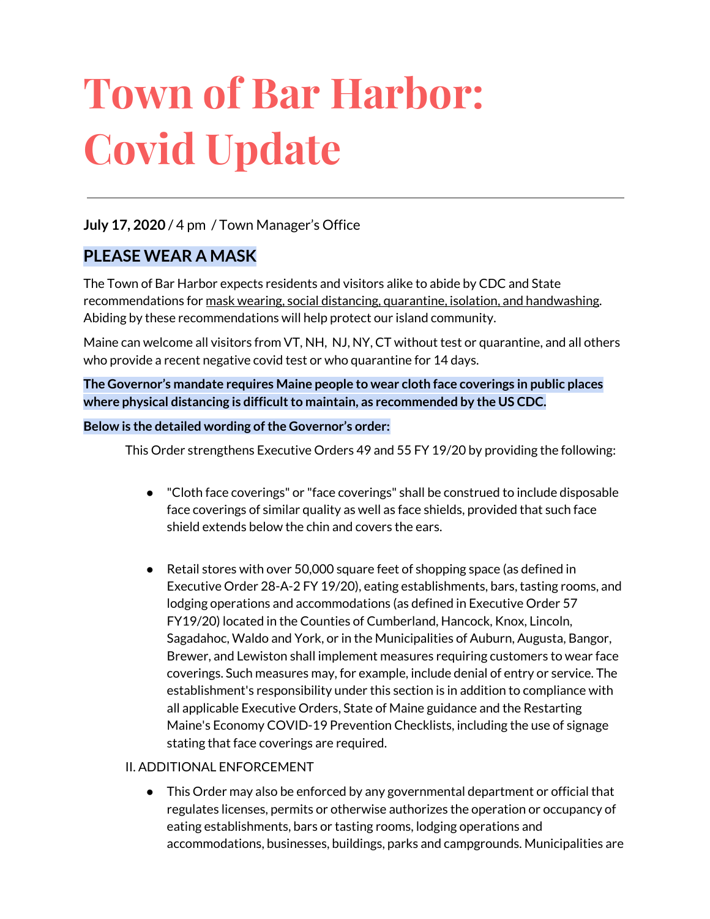# Town of Bar Harbor: Covid Update

**July 17, 2020** / 4 pm / Town Manager's Office

## PLEASE WEAR A MASK

The Town of Bar Harbor expects residents and visitors alike to abide by CDC and State recommendations for mask wearing, social distancing, quarantine, isolation, and handwashing. Abiding by these recommendations will help protect our island community.

Maine can welcome all visitors from VT, NH, NJ, NY, CT without test or quarantine, and all others who provide a recent negative covid test or who quarantine for 14 days.

**The Governor's mandate requires Maine people to wear cloth face coverings in public places where physical distancing is difficult to maintain, as recommended by the US CDC.**

**Below is the detailed wording of the Governor's order:**

This Order strengthens Executive Orders 49 and 55 FY 19/20 by providing the following:

- "Cloth face coverings" or "face coverings" shall be construed to include disposable face coverings of similar quality as well as face shields, provided that such face shield extends below the chin and covers the ears.

- Retail stores with over 50,000 square feet of shopping space (as defined in Executive Order 28-A-2 FY 19/20), eating establishments, bars, tasting rooms, and lodging operations and accommodations (as defined in Executive Order 57 FY19/20) located in the Counties of Cumberland, Hancock, Knox, Lincoln, Sagadahoc, Waldo and York, or in the Municipalities of Auburn, Augusta, Bangor, Brewer, and Lewiston shall implement measures requiring customers to wear face coverings. Such measures may, for example, include denial of entry or service. The establishment's responsibility under this section is in addition to compliance with all applicable Executive Orders, State of Maine guidance and the Restarting Maine's Economy COVID-19 Prevention Checklists, including the use of signage stating that face coverings are required.

II. ADDITIONAL ENFORCEMENT

- This Order may also be enforced by any governmental department or official that regulates licenses, permits or otherwise authorizes the operation or occupancy of eating establishments, bars or tasting rooms, lodging operations and accommodations, businesses, buildings, parks and campgrounds. Municipalities are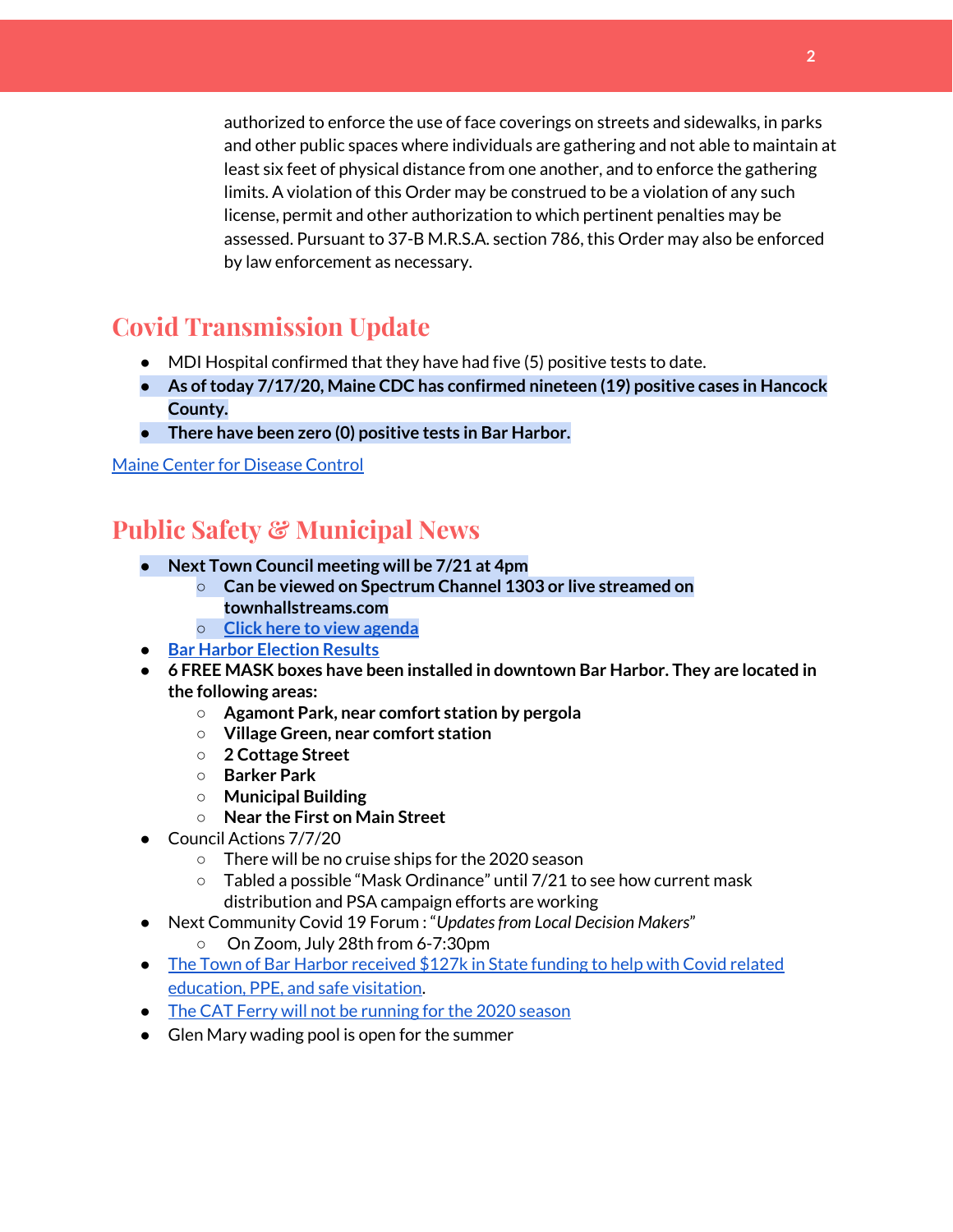authorized to enforce the use of face coverings on streets and sidewalks, in parks and other public spaces where individuals are gathering and not able to maintain at least six feet of physical distance from one another, and to enforce the gathering limits. A violation of this Order may be construed to be a violation of any such license, permit and other authorization to which pertinent penalties may be assessed. Pursuant to 37-B M.R.S.A. section 786, this Order may also be enforced by law enforcement as necessary.

## Covid Transmission Update

- MDI Hospital confirmed that they have had five (5) positive tests to date.
- **As of today 7/17/20, Maine CDC has confirmed nineteen (19) positive cases in Hancock County.**
- **There have been zero (0) positive tests in Bar Harbor.**

Maine Center for Disease Control

## Public Safety & Municipal News

- **Next Town Council meeting will be 7/21 at 4pm**
  - **Can be viewed on Spectrum Channel 1303 or live streamed on townhallstreams.com**
  - **Click here to view agenda**
- Bar Harbor Election Results
- **6 FREE MASK boxes have been installed in downtown Bar Harbor. They are located in the following areas:**
  - **Agamont Park, near comfort station by pergola**
  - **Village Green, near comfort station**
  - **2 Cottage Street**
  - **Barker Park**
  - **Municipal Building**
  - **Near the First on Main Street**
- Council Actions 7/7/20
  - There will be no cruise ships for the 2020 season
  - Tabled a possible "Mask Ordinance" until 7/21 to see how current mask distribution and PSA campaign efforts are working
- Next Community Covid 19 Forum : "*Updates from Local Decision Makers*"
  - On Zoom, July 28th from 6-7:30pm
- The Town of Bar Harbor received $127k in State funding to help with Covid related education, PPE, and safe visitation.
- The CAT Ferry will not be running for the 2020 season
- Glen Mary wading pool is open for the summer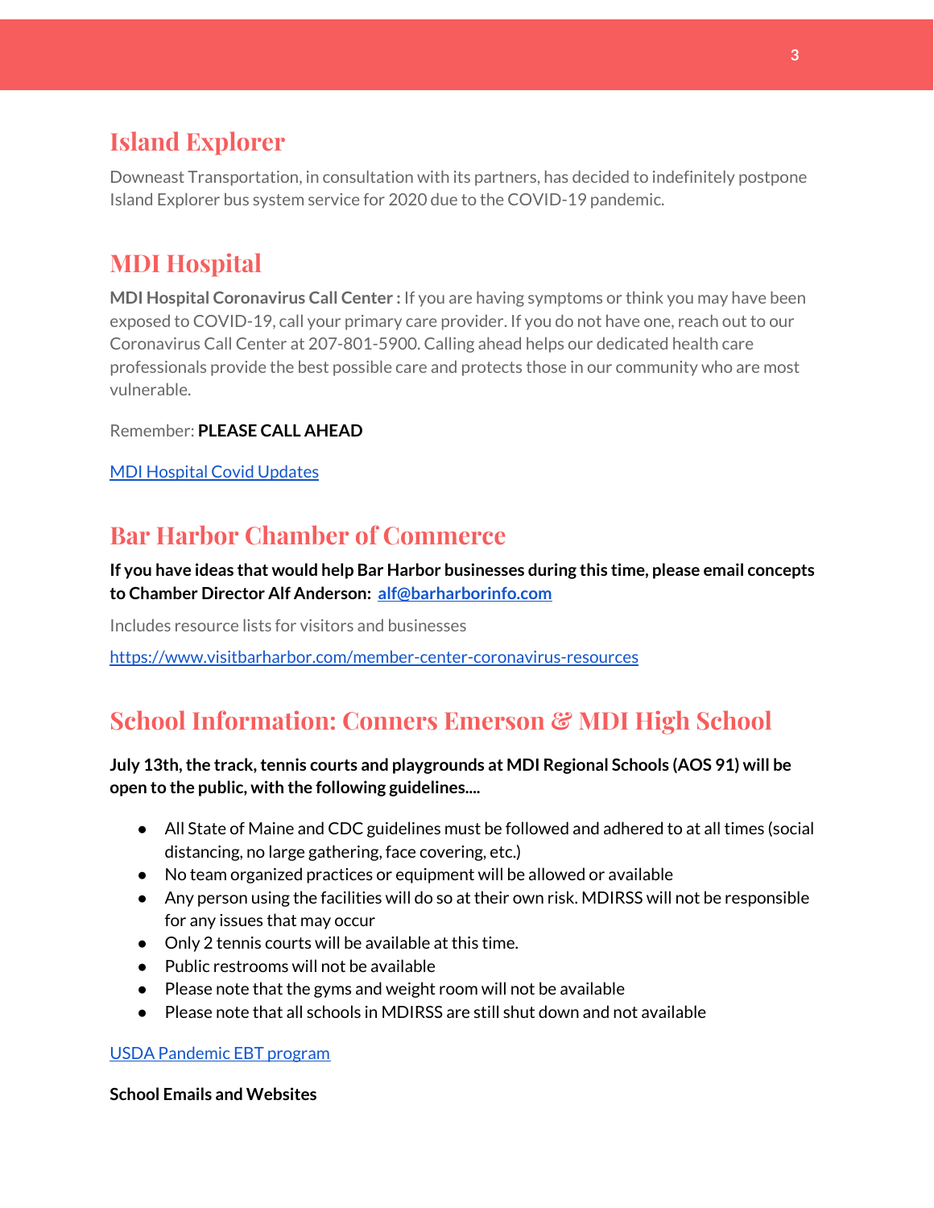## Island Explorer

Downeast Transportation, in consultation with its partners, has decided to indefinitely postpone Island Explorer bus system service for 2020 due to the COVID-19 pandemic.

## MDI Hospital

**MDI Hospital Coronavirus Call Center :** If you are having symptoms or think you may have been exposed to COVID-19, call your primary care provider. If you do not have one, reach out to our Coronavirus Call Center at 207-801-5900. Calling ahead helps our dedicated health care professionals provide the best possible care and protects those in our community who are most vulnerable.

Remember: **PLEASE CALL AHEAD**

[MDI Hospital Covid Updates]

## Bar Harbor Chamber of Commerce

**If you have ideas that would help Bar Harbor businesses during this time, please email concepts to Chamber Director Alf Anderson: alf@barharborinfo.com**

Includes resource lists for visitors and businesses

https://www.visitbarharbor.com/member-center-coronavirus-resources

## School Information: Conners Emerson & MDI High School

**July 13th, the track, tennis courts and playgrounds at MDI Regional Schools (AOS 91) will be open to the public, with the following guidelines....**

- All State of Maine and CDC guidelines must be followed and adhered to at all times (social distancing, no large gathering, face covering, etc.)
- No team organized practices or equipment will be allowed or available
- Any person using the facilities will do so at their own risk. MDIRSS will not be responsible for any issues that may occur
- Only 2 tennis courts will be available at this time.
- Public restrooms will not be available
- Please note that the gyms and weight room will not be available
- Please note that all schools in MDIRSS are still shut down and not available

[USDA Pandemic EBT program]

**School Emails and Websites**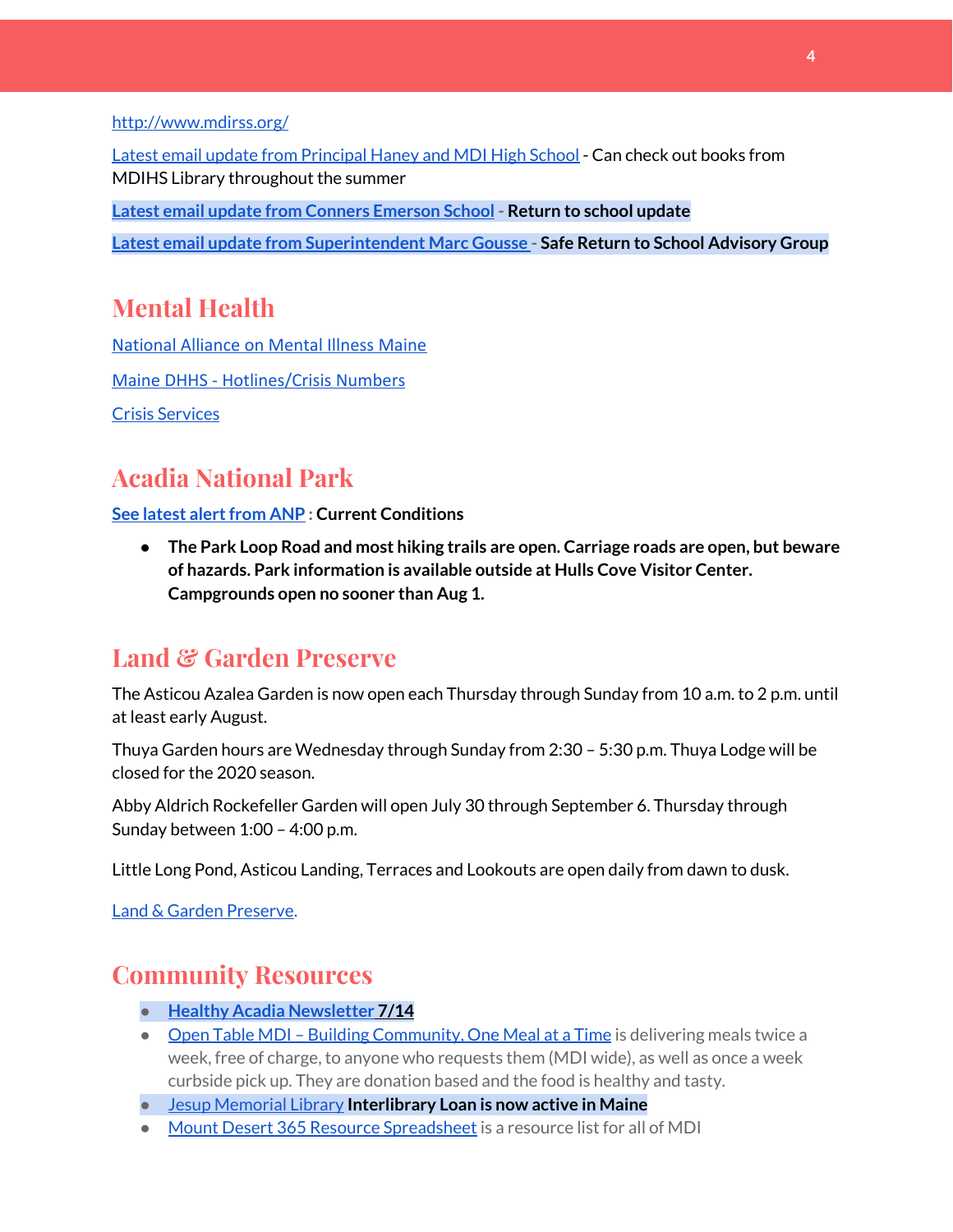http://www.mdirss.org/

Latest email update from Principal Haney and MDI High School - Can check out books from MDIHS Library throughout the summer

**Latest email update from Conners Emerson School - Return to school update**

**Latest email update from Superintendent Marc Gousse - Safe Return to School Advisory Group**

## Mental Health

National Alliance on Mental Illness Maine

Maine DHHS - Hotlines/Crisis Numbers

Crisis Services

## Acadia National Park

**See latest alert from ANP : Current Conditions**

- **The Park Loop Road and most hiking trails are open. Carriage roads are open, but beware of hazards. Park information is available outside at Hulls Cove Visitor Center. Campgrounds open no sooner than Aug 1.**

## Land & Garden Preserve

The Asticou Azalea Garden is now open each Thursday through Sunday from 10 a.m. to 2 p.m. until at least early August.

Thuya Garden hours are Wednesday through Sunday from 2:30 – 5:30 p.m. Thuya Lodge will be closed for the 2020 season.

Abby Aldrich Rockefeller Garden will open July 30 through September 6. Thursday through Sunday between 1:00 – 4:00 p.m.

Little Long Pond, Asticou Landing, Terraces and Lookouts are open daily from dawn to dusk.

Land & Garden Preserve.

## Community Resources

- **Healthy Acadia Newsletter 7/14**
- Open Table MDI – Building Community, One Meal at a Time is delivering meals twice a week, free of charge, to anyone who requests them (MDI wide), as well as once a week curbside pick up. They are donation based and the food is healthy and tasty.
- Jesup Memorial Library **Interlibrary Loan is now active in Maine**
- Mount Desert 365 Resource Spreadsheet is a resource list for all of MDI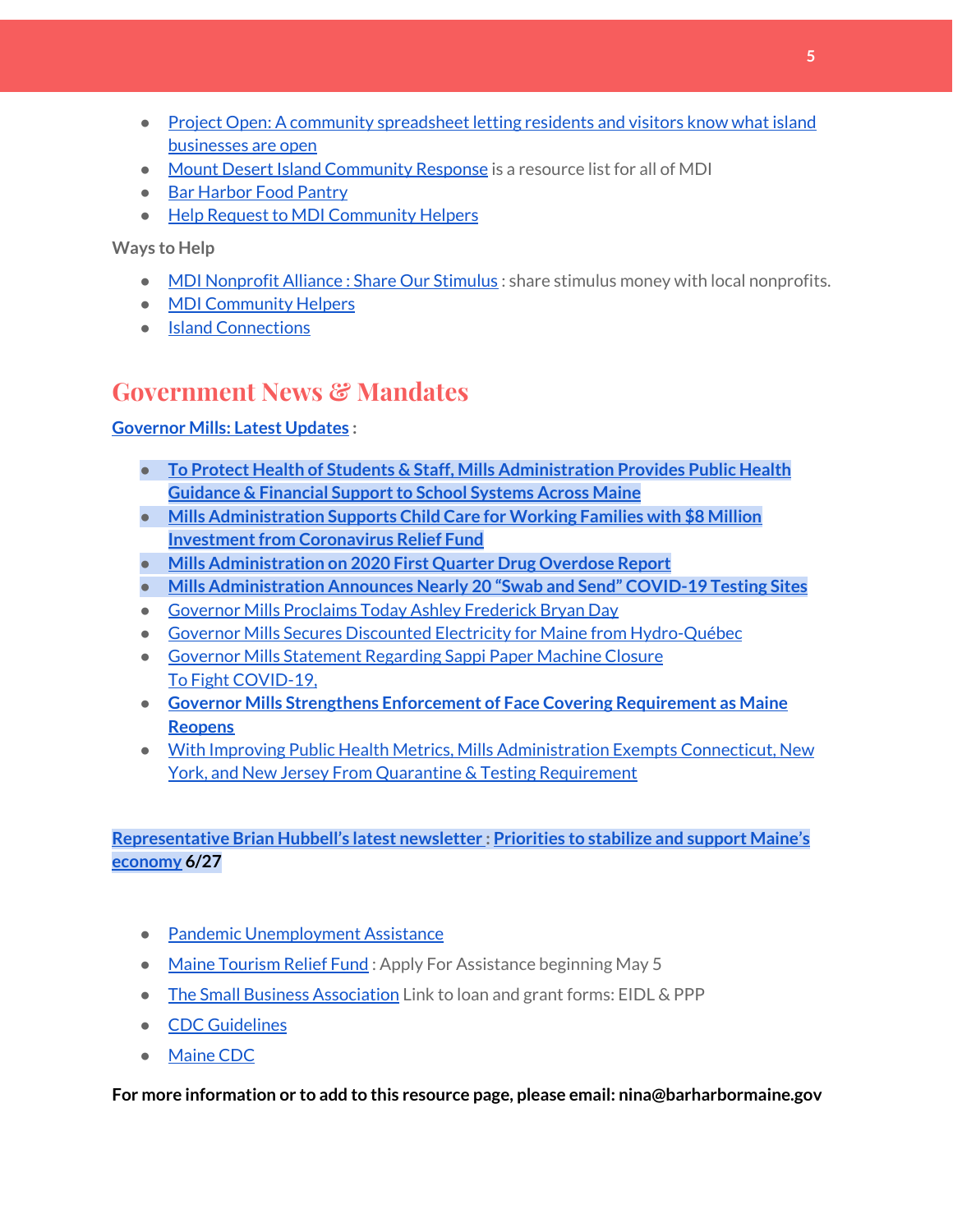- Project Open: A community spreadsheet letting residents and visitors know what island businesses are open
- Mount Desert Island Community Response is a resource list for all of MDI
- Bar Harbor Food Pantry
- Help Request to MDI Community Helpers

**Ways to Help**

- MDI Nonprofit Alliance : Share Our Stimulus : share stimulus money with local nonprofits.
- MDI Community Helpers
- Island Connections

## Government News & Mandates

**Governor Mills: Latest Updates :**

- **To Protect Health of Students & Staff, Mills Administration Provides Public Health Guidance & Financial Support to School Systems Across Maine**
- **Mills Administration Supports Child Care for Working Families with $8 Million Investment from Coronavirus Relief Fund**
- **Mills Administration on 2020 First Quarter Drug Overdose Report**
- **Mills Administration Announces Nearly 20 "Swab and Send" COVID-19 Testing Sites**
- Governor Mills Proclaims Today Ashley Frederick Bryan Day
- Governor Mills Secures Discounted Electricity for Maine from Hydro-Québec
- Governor Mills Statement Regarding Sappi Paper Machine Closure
  To Fight COVID-19,
- **Governor Mills Strengthens Enforcement of Face Covering Requirement as Maine Reopens**
- With Improving Public Health Metrics, Mills Administration Exempts Connecticut, New York, and New Jersey From Quarantine & Testing Requirement

**Representative Brian Hubbell's latest newsletter : Priorities to stabilize and support Maine's economy 6/27**

- Pandemic Unemployment Assistance
- Maine Tourism Relief Fund : Apply For Assistance beginning May 5
- The Small Business Association Link to loan and grant forms: EIDL & PPP
- CDC Guidelines
- Maine CDC

**For more information or to add to this resource page, please email: nina@barharbormaine.gov**